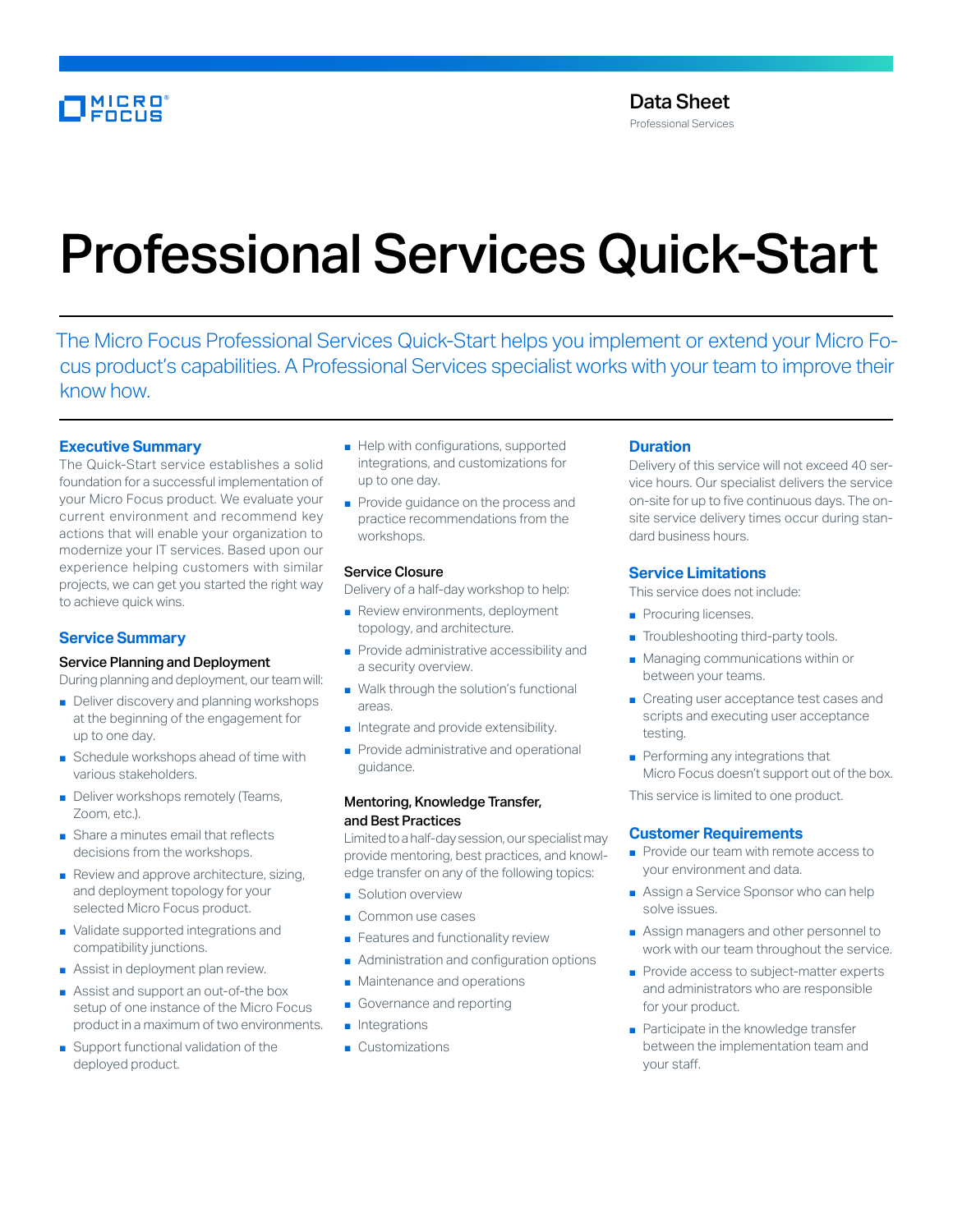# Professional Services Quick-Start

The Micro Focus Professional Services Quick-Start helps you implement or extend your Micro Focus product's capabilities. A Professional Services specialist works with your team to improve their know how.

## Executive Summary

The Quick-Start service establishes a solid foundation for a successful implementation of your Micro Focus product. We evaluate your current environment and recommend key actions that will enable your organization to modernize your IT services. Based upon our experience helping customers with similar projects, we can get you started the right way to achieve quick wins.

## Service Summary

### Service Planning and Deployment

During planning and deployment, our team will:

- Deliver discovery and planning workshops at the beginning of the engagement for up to one day.
- Schedule workshops ahead of time with various stakeholders.
- Deliver workshops remotely (Teams, Zoom, etc.).
- Share a minutes email that reflects decisions from the workshops.
- Review and approve architecture, sizing, and deployment topology for your selected Micro Focus product.
- Validate supported integrations and compatibility junctions.
- Assist in deployment plan review.
- Assist and support an out-of-the box setup of one instance of the Micro Focus product in a maximum of two environments.
- Support functional validation of the deployed product.
- Help with configurations, supported integrations, and customizations for up to one day.
- Provide guidance on the process and practice recommendations from the workshops.

### Service Closure

Delivery of a half-day workshop to help:

- Review environments, deployment topology, and architecture.
- Provide administrative accessibility and a security overview.
- Walk through the solution's functional areas.
- Integrate and provide extensibility.
- Provide administrative and operational guidance.

### Mentoring, Knowledge Transfer, and Best Practices

Limited to a half-day session, our specialist may provide mentoring, best practices, and knowledge transfer on any of the following topics:

- Solution overview
- Common use cases
- Features and functionality review
- Administration and configuration options
- Maintenance and operations
- Governance and reporting
- Integrations
- Customizations

## Duration

Delivery of this service will not exceed 40 service hours. Our specialist delivers the service on-site for up to five continuous days. The on-site service delivery times occur during standard business hours.

## Service Limitations

This service does not include:

- Procuring licenses.
- Troubleshooting third-party tools.
- Managing communications within or between your teams.
- Creating user acceptance test cases and scripts and executing user acceptance testing.
- Performing any integrations that Micro Focus doesn't support out of the box.

This service is limited to one product.

## Customer Requirements

- Provide our team with remote access to your environment and data.
- Assign a Service Sponsor who can help solve issues.
- Assign managers and other personnel to work with our team throughout the service.
- Provide access to subject-matter experts and administrators who are responsible for your product.
- Participate in the knowledge transfer between the implementation team and your staff.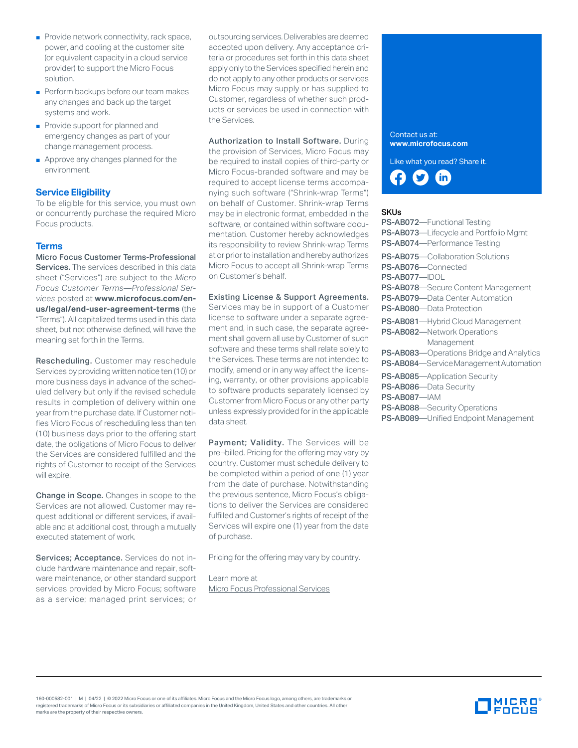- Provide network connectivity, rack space, power, and cooling at the customer site (or equivalent capacity in a cloud service provider) to support the Micro Focus solution.
- Perform backups before our team makes any changes and back up the target systems and work.
- Provide support for planned and emergency changes as part of your change management process.
- Approve any changes planned for the environment.

## Service Eligibility

To be eligible for this service, you must own or concurrently purchase the required Micro Focus products.

## Terms

**Micro Focus Customer Terms-Professional Services.** The services described in this data sheet ("Services") are subject to the *Micro Focus Customer Terms—Professional Services* posted at **www.microfocus.com/en-us/legal/end-user-agreement-terms** (the "Terms"). All capitalized terms used in this data sheet, but not otherwise defined, will have the meaning set forth in the Terms.

**Rescheduling.** Customer may reschedule Services by providing written notice ten (10) or more business days in advance of the scheduled delivery but only if the revised schedule results in completion of delivery within one year from the purchase date. If Customer notifies Micro Focus of rescheduling less than ten (10) business days prior to the offering start date, the obligations of Micro Focus to deliver the Services are considered fulfilled and the rights of Customer to receipt of the Services will expire.

**Change in Scope.** Changes in scope to the Services are not allowed. Customer may request additional or different services, if available and at additional cost, through a mutually executed statement of work.

**Services; Acceptance.** Services do not include hardware maintenance and repair, software maintenance, or other standard support services provided by Micro Focus; software as a service; managed print services; or outsourcing services. Deliverables are deemed accepted upon delivery. Any acceptance criteria or procedures set forth in this data sheet apply only to the Services specified herein and do not apply to any other products or services Micro Focus may supply or has supplied to Customer, regardless of whether such products or services be used in connection with the Services.

**Authorization to Install Software.** During the provision of Services, Micro Focus may be required to install copies of third-party or Micro Focus-branded software and may be required to accept license terms accompanying such software ("Shrink-wrap Terms") on behalf of Customer. Shrink-wrap Terms may be in electronic format, embedded in the software, or contained within software documentation. Customer hereby acknowledges its responsibility to review Shrink-wrap Terms at or prior to installation and hereby authorizes Micro Focus to accept all Shrink-wrap Terms on Customer's behalf.

**Existing License & Support Agreements.** Services may be in support of a Customer license to software under a separate agreement and, in such case, the separate agreement shall govern all use by Customer of such software and these terms shall relate solely to the Services. These terms are not intended to modify, amend or in any way affect the licensing, warranty, or other provisions applicable to software products separately licensed by Customer from Micro Focus or any other party unless expressly provided for in the applicable data sheet.

**Payment; Validity.** The Services will be pre¬billed. Pricing for the offering may vary by country. Customer must schedule delivery to be completed within a period of one (1) year from the date of purchase. Notwithstanding the previous sentence, Micro Focus's obligations to deliver the Services are considered fulfilled and Customer's rights of receipt of the Services will expire one (1) year from the date of purchase.

Pricing for the offering may vary by country.

Learn more at
Micro Focus Professional Services

Contact us at:
**www.microfocus.com**

Like what you read? Share it.

### SKUs

**PS-AB072**—Functional Testing
**PS-AB073**—Lifecycle and Portfolio Mgmt
**PS-AB074**—Performance Testing

**PS-AB075**—Collaboration Solutions
**PS-AB076**—Connected
**PS-AB077**—IDOL
**PS-AB078**—Secure Content Management
**PS-AB079**—Data Center Automation
**PS-AB080**—Data Protection

**PS-AB081**—Hybrid Cloud Management
**PS-AB082**—Network Operations Management
**PS-AB083**—Operations Bridge and Analytics
**PS-AB084**—Service Management Automation

**PS-AB085**—Application Security
**PS-AB086**—Data Security
**PS-AB087**—IAM
**PS-AB088**—Security Operations
**PS-AB089**—Unified Endpoint Management

160-000582-001 | M | 04/22 | © 2022 Micro Focus or one of its affiliates. Micro Focus and the Micro Focus logo, among others, are trademarks or registered trademarks of Micro Focus or its subsidiaries or affiliated companies in the United Kingdom, United States and other countries. All other marks are the property of their respective owners.